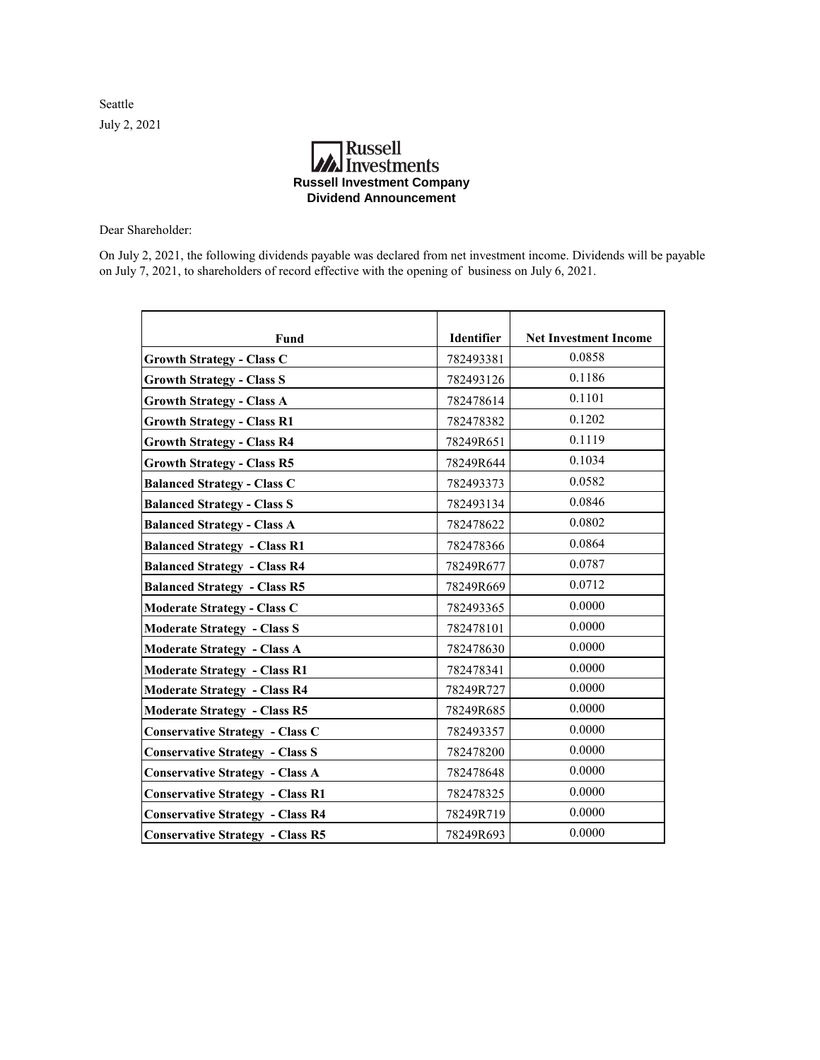Seattle

July 2, 2021

Russell Investments

**Russell Investment Company**

**Dividend Announcement**

Dear Shareholder:

On July 2, 2021, the following dividends payable was declared from net investment income. Dividends will be payable on July 7, 2021, to shareholders of record effective with the opening of business on July 6, 2021.

| Fund | Identifier | Net Investment Income |
|---|---|---|
| **Growth Strategy - Class C** | 782493381 | 0.0858 |
| **Growth Strategy - Class S** | 782493126 | 0.1186 |
| **Growth Strategy - Class A** | 782478614 | 0.1101 |
| **Growth Strategy - Class R1** | 782478382 | 0.1202 |
| **Growth Strategy - Class R4** | 78249R651 | 0.1119 |
| **Growth Strategy - Class R5** | 78249R644 | 0.1034 |
| **Balanced Strategy - Class C** | 782493373 | 0.0582 |
| **Balanced Strategy - Class S** | 782493134 | 0.0846 |
| **Balanced Strategy - Class A** | 782478622 | 0.0802 |
| **Balanced Strategy - Class R1** | 782478366 | 0.0864 |
| **Balanced Strategy - Class R4** | 78249R677 | 0.0787 |
| **Balanced Strategy - Class R5** | 78249R669 | 0.0712 |
| **Moderate Strategy - Class C** | 782493365 | 0.0000 |
| **Moderate Strategy - Class S** | 782478101 | 0.0000 |
| **Moderate Strategy - Class A** | 782478630 | 0.0000 |
| **Moderate Strategy - Class R1** | 782478341 | 0.0000 |
| **Moderate Strategy - Class R4** | 78249R727 | 0.0000 |
| **Moderate Strategy - Class R5** | 78249R685 | 0.0000 |
| **Conservative Strategy - Class C** | 782493357 | 0.0000 |
| **Conservative Strategy - Class S** | 782478200 | 0.0000 |
| **Conservative Strategy - Class A** | 782478648 | 0.0000 |
| **Conservative Strategy - Class R1** | 782478325 | 0.0000 |
| **Conservative Strategy - Class R4** | 78249R719 | 0.0000 |
| **Conservative Strategy - Class R5** | 78249R693 | 0.0000 |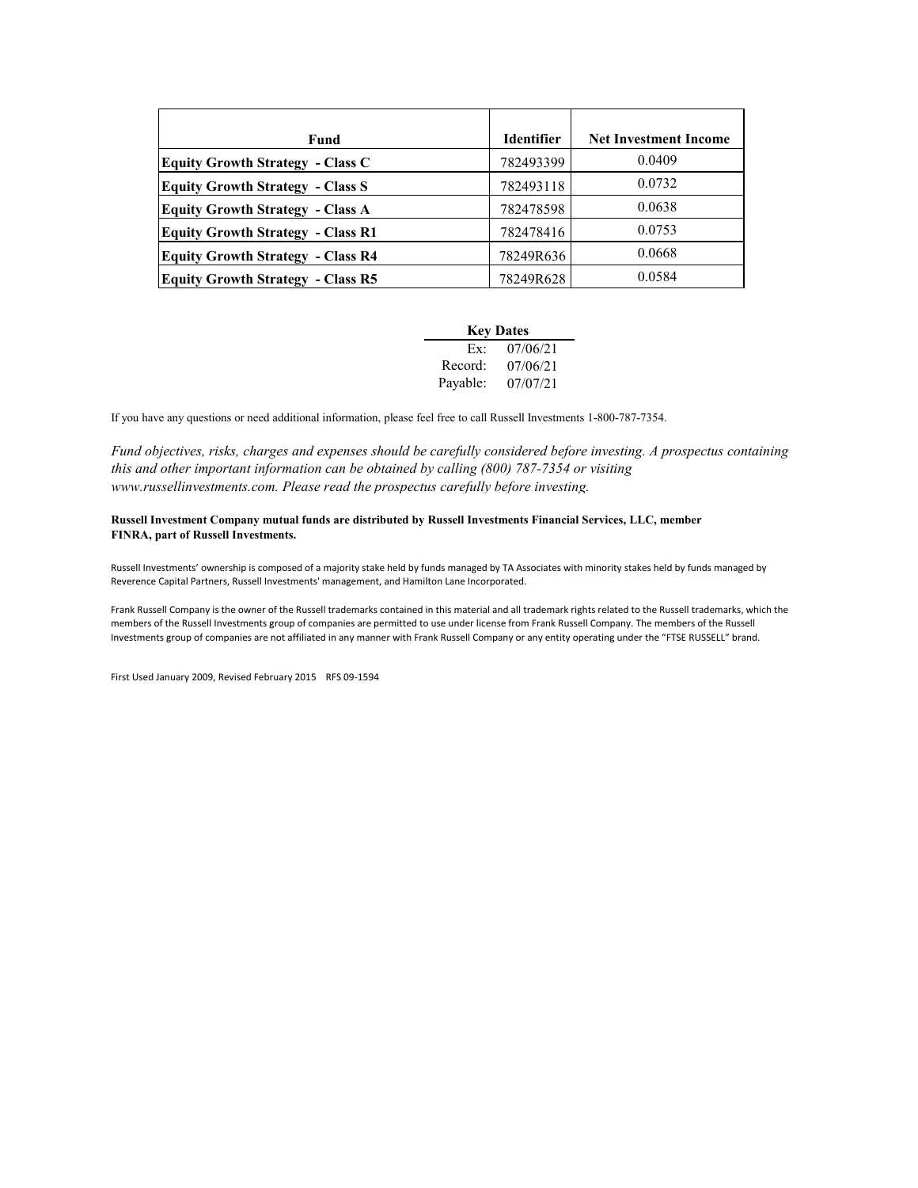| Fund | Identifier | Net Investment Income |
|---|---|---|
| **Equity Growth Strategy - Class C** | 782493399 | 0.0409 |
| **Equity Growth Strategy - Class S** | 782493118 | 0.0732 |
| **Equity Growth Strategy - Class A** | 782478598 | 0.0638 |
| **Equity Growth Strategy - Class R1** | 782478416 | 0.0753 |
| **Equity Growth Strategy - Class R4** | 78249R636 | 0.0668 |
| **Equity Growth Strategy - Class R5** | 78249R628 | 0.0584 |

| **Key Dates** | |
|---|---|
| Ex: | 07/06/21 |
| Record: | 07/06/21 |
| Payable: | 07/07/21 |

If you have any questions or need additional information, please feel free to call Russell Investments 1-800-787-7354.

*Fund objectives, risks, charges and expenses should be carefully considered before investing. A prospectus containing this and other important information can be obtained by calling (800) 787-7354 or visiting www.russellinvestments.com. Please read the prospectus carefully before investing.*

**Russell Investment Company mutual funds are distributed by Russell Investments Financial Services, LLC, member FINRA, part of Russell Investments.**

Russell Investments' ownership is composed of a majority stake held by funds managed by TA Associates with minority stakes held by funds managed by Reverence Capital Partners, Russell Investments' management, and Hamilton Lane Incorporated.

Frank Russell Company is the owner of the Russell trademarks contained in this material and all trademark rights related to the Russell trademarks, which the members of the Russell Investments group of companies are permitted to use under license from Frank Russell Company. The members of the Russell Investments group of companies are not affiliated in any manner with Frank Russell Company or any entity operating under the "FTSE RUSSELL" brand.

First Used January 2009, Revised February 2015 RFS 09-1594